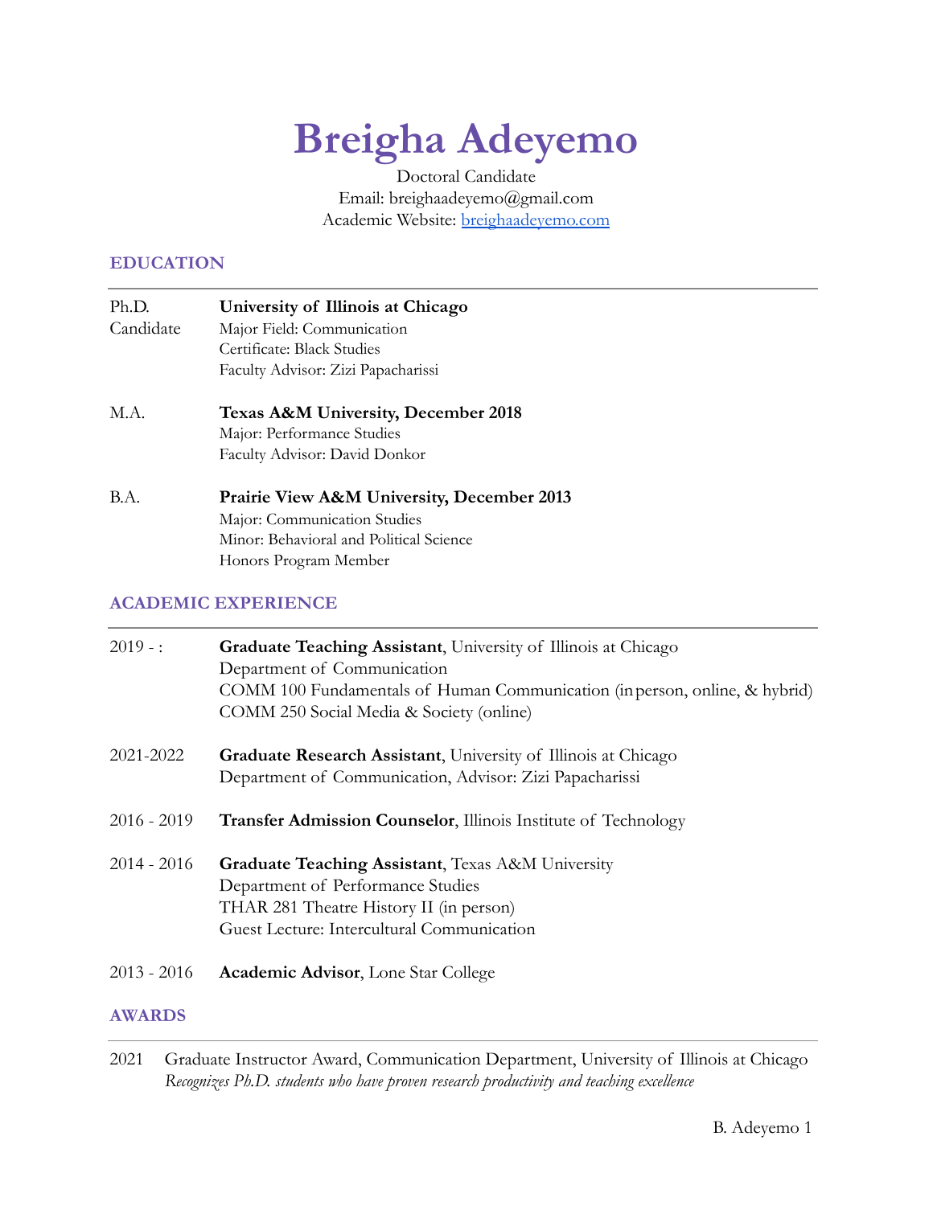# Breigha Adeyemo

Doctoral Candidate
Email: breighaadeyemo@gmail.com
Academic Website: [breighaadeyemo.com](breighaadeyemo.com)

## EDUCATION

Ph.D. Candidate — **University of Illinois at Chicago**
Major Field: Communication
Certificate: Black Studies
Faculty Advisor: Zizi Papacharissi

M.A. — **Texas A&M University, December 2018**
Major: Performance Studies
Faculty Advisor: David Donkor

B.A. — **Prairie View A&M University, December 2013**
Major: Communication Studies
Minor: Behavioral and Political Science
Honors Program Member

## ACADEMIC EXPERIENCE

2019 - : **Graduate Teaching Assistant**, University of Illinois at Chicago
Department of Communication
COMM 100 Fundamentals of Human Communication (in person, online, & hybrid)
COMM 250 Social Media & Society (online)

2021-2022 **Graduate Research Assistant**, University of Illinois at Chicago
Department of Communication, Advisor: Zizi Papacharissi

2016 - 2019 **Transfer Admission Counselor**, Illinois Institute of Technology

2014 - 2016 **Graduate Teaching Assistant**, Texas A&M University
Department of Performance Studies
THAR 281 Theatre History II (in person)
Guest Lecture: Intercultural Communication

2013 - 2016 **Academic Advisor**, Lone Star College

## AWARDS

2021 Graduate Instructor Award, Communication Department, University of Illinois at Chicago
*Recognizes Ph.D. students who have proven research productivity and teaching excellence*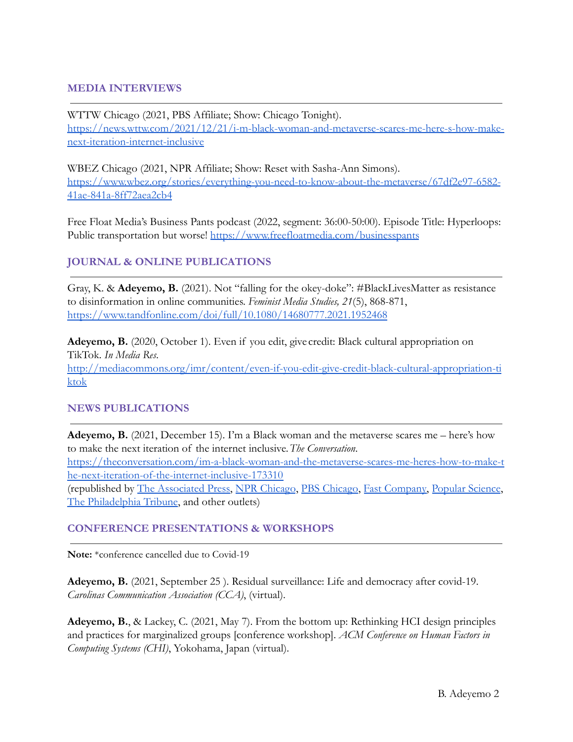## MEDIA INTERVIEWS

WTTW Chicago (2021, PBS Affiliate; Show: Chicago Tonight). https://news.wttw.com/2021/12/21/i-m-black-woman-and-metaverse-scares-me-here-s-how-make-next-iteration-internet-inclusive

WBEZ Chicago (2021, NPR Affiliate; Show: Reset with Sasha-Ann Simons). https://www.wbez.org/stories/everything-you-need-to-know-about-the-metaverse/67df2e97-6582-41ae-841a-8ff72aea2cb4

Free Float Media's Business Pants podcast (2022, segment: 36:00-50:00). Episode Title: Hyperloops: Public transportation but worse! https://www.freefloatmedia.com/businesspants

## JOURNAL & ONLINE PUBLICATIONS

Gray, K. & **Adeyemo, B.** (2021). Not "falling for the okey-doke": #BlackLivesMatter as resistance to disinformation in online communities. *Feminist Media Studies, 21*(5), 868-871, https://www.tandfonline.com/doi/full/10.1080/14680777.2021.1952468

**Adeyemo, B.** (2020, October 1). Even if you edit, give credit: Black cultural appropriation on TikTok. *In Media Res*. http://mediacommons.org/imr/content/even-if-you-edit-give-credit-black-cultural-appropriation-tiktok

## NEWS PUBLICATIONS

**Adeyemo, B.** (2021, December 15). I'm a Black woman and the metaverse scares me – here's how to make the next iteration of the internet inclusive. *The Conversation*. https://theconversation.com/im-a-black-woman-and-the-metaverse-scares-me-heres-how-to-make-the-next-iteration-of-the-internet-inclusive-173310
(republished by The Associated Press, NPR Chicago, PBS Chicago, Fast Company, Popular Science, The Philadelphia Tribune, and other outlets)

## CONFERENCE PRESENTATIONS & WORKSHOPS

**Note:** *conference cancelled due to Covid-19

**Adeyemo, B.** (2021, September 25 ). Residual surveillance: Life and democracy after covid-19. *Carolinas Communication Association (CCA)*, (virtual).

**Adeyemo, B.**, & Lackey, C. (2021, May 7). From the bottom up: Rethinking HCI design principles and practices for marginalized groups [conference workshop]. *ACM Conference on Human Factors in Computing Systems (CHI)*, Yokohama, Japan (virtual).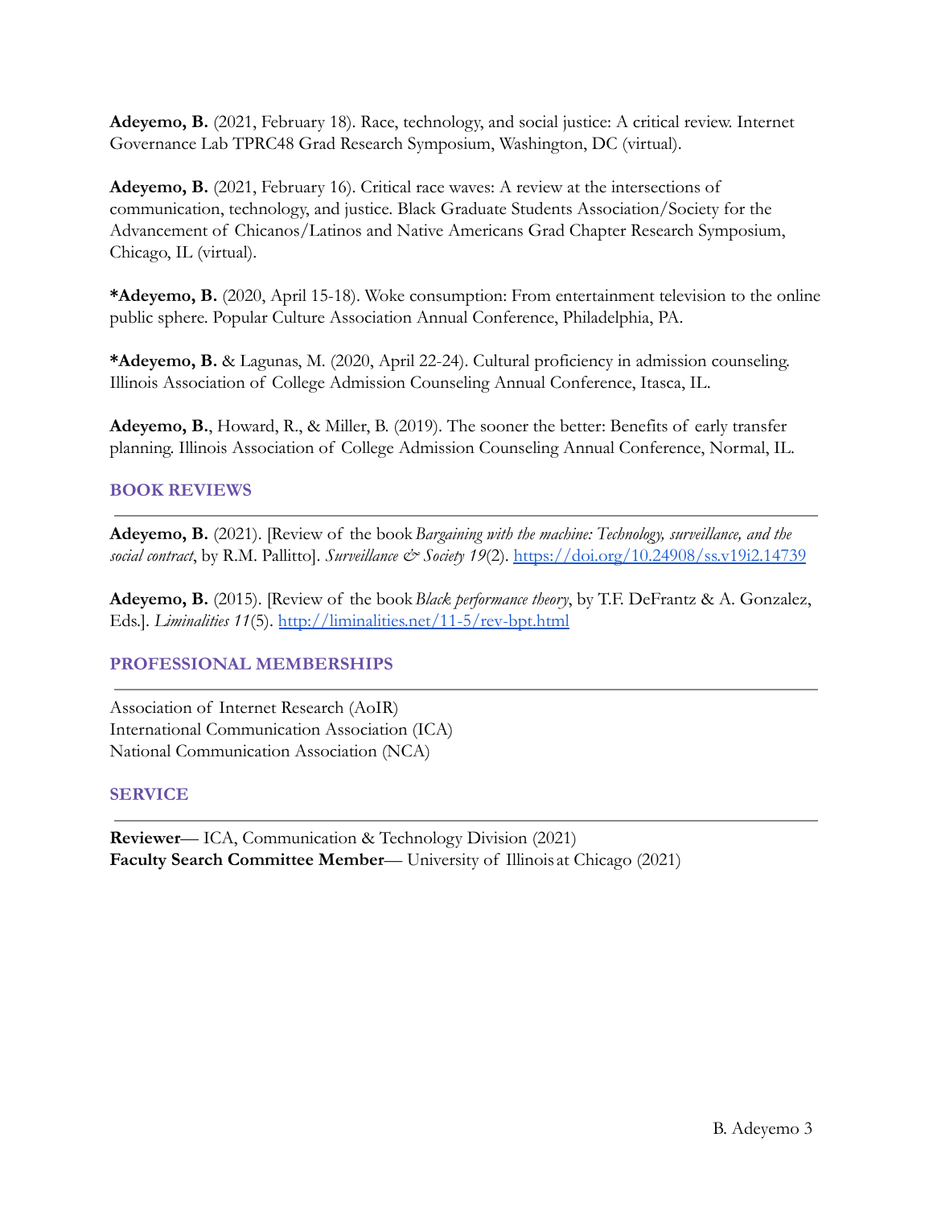**Adeyemo, B.** (2021, February 18). Race, technology, and social justice: A critical review. Internet Governance Lab TPRC48 Grad Research Symposium, Washington, DC (virtual).

**Adeyemo, B.** (2021, February 16). Critical race waves: A review at the intersections of communication, technology, and justice. Black Graduate Students Association/Society for the Advancement of Chicanos/Latinos and Native Americans Grad Chapter Research Symposium, Chicago, IL (virtual).

***Adeyemo, B.** (2020, April 15-18). Woke consumption: From entertainment television to the online public sphere. Popular Culture Association Annual Conference, Philadelphia, PA.

***Adeyemo, B.** & Lagunas, M. (2020, April 22-24). Cultural proficiency in admission counseling. Illinois Association of College Admission Counseling Annual Conference, Itasca, IL.

**Adeyemo, B.**, Howard, R., & Miller, B. (2019). The sooner the better: Benefits of early transfer planning. Illinois Association of College Admission Counseling Annual Conference, Normal, IL.

## BOOK REVIEWS

**Adeyemo, B.** (2021). [Review of the book *Bargaining with the machine: Technology, surveillance, and the social contract*, by R.M. Pallitto]. *Surveillance & Society 19*(2). https://doi.org/10.24908/ss.v19i2.14739

**Adeyemo, B.** (2015). [Review of the book *Black performance theory*, by T.F. DeFrantz & A. Gonzalez, Eds.]. *Liminalities 11*(5). http://liminalities.net/11-5/rev-bpt.html

## PROFESSIONAL MEMBERSHIPS

Association of Internet Research (AoIR)
International Communication Association (ICA)
National Communication Association (NCA)

## SERVICE

**Reviewer**— ICA, Communication & Technology Division (2021)
**Faculty Search Committee Member**— University of Illinois at Chicago (2021)